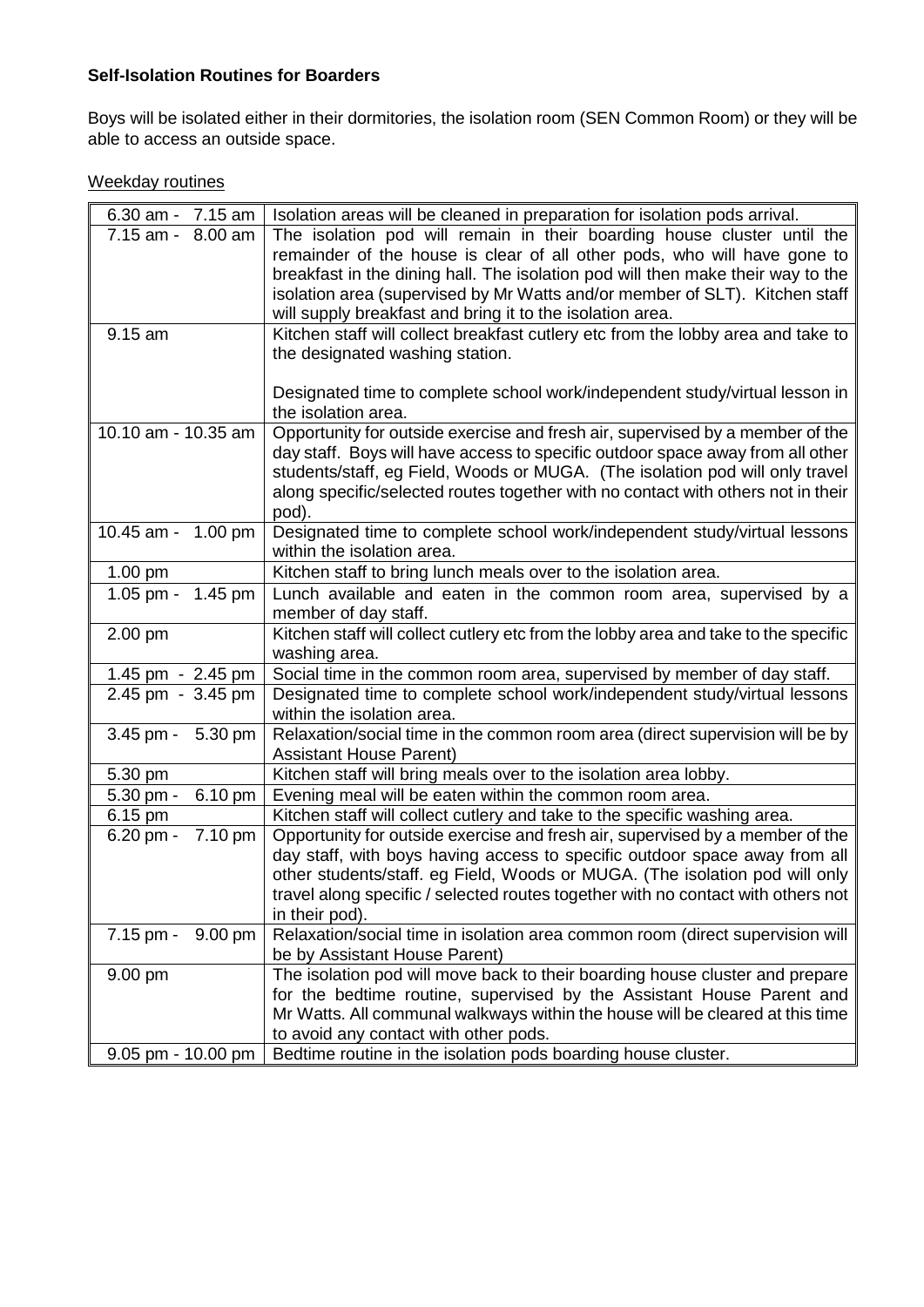**Self-Isolation Routines for Boarders**

Boys will be isolated either in their dormitories, the isolation room (SEN Common Room) or they will be able to access an outside space.

<u>Weekday routines</u>

| | |
|---|---|
| 6.30 am - 7.15 am | Isolation areas will be cleaned in preparation for isolation pods arrival. |
| 7.15 am - 8.00 am | The isolation pod will remain in their boarding house cluster until the remainder of the house is clear of all other pods, who will have gone to breakfast in the dining hall. The isolation pod will then make their way to the isolation area (supervised by Mr Watts and/or member of SLT). Kitchen staff will supply breakfast and bring it to the isolation area. |
| 9.15 am | Kitchen staff will collect breakfast cutlery etc from the lobby area and take to the designated washing station.<br><br>Designated time to complete school work/independent study/virtual lesson in the isolation area. |
| 10.10 am - 10.35 am | Opportunity for outside exercise and fresh air, supervised by a member of the day staff. Boys will have access to specific outdoor space away from all other students/staff, eg Field, Woods or MUGA. (The isolation pod will only travel along specific/selected routes together with no contact with others not in their pod). |
| 10.45 am - 1.00 pm | Designated time to complete school work/independent study/virtual lessons within the isolation area. |
| 1.00 pm | Kitchen staff to bring lunch meals over to the isolation area. |
| 1.05 pm - 1.45 pm | Lunch available and eaten in the common room area, supervised by a member of day staff. |
| 2.00 pm | Kitchen staff will collect cutlery etc from the lobby area and take to the specific washing area. |
| 1.45 pm - 2.45 pm | Social time in the common room area, supervised by member of day staff. |
| 2.45 pm - 3.45 pm | Designated time to complete school work/independent study/virtual lessons within the isolation area. |
| 3.45 pm - 5.30 pm | Relaxation/social time in the common room area (direct supervision will be by Assistant House Parent) |
| 5.30 pm | Kitchen staff will bring meals over to the isolation area lobby. |
| 5.30 pm - 6.10 pm | Evening meal will be eaten within the common room area. |
| 6.15 pm | Kitchen staff will collect cutlery and take to the specific washing area. |
| 6.20 pm - 7.10 pm | Opportunity for outside exercise and fresh air, supervised by a member of the day staff, with boys having access to specific outdoor space away from all other students/staff. eg Field, Woods or MUGA. (The isolation pod will only travel along specific / selected routes together with no contact with others not in their pod). |
| 7.15 pm - 9.00 pm | Relaxation/social time in isolation area common room (direct supervision will be by Assistant House Parent) |
| 9.00 pm | The isolation pod will move back to their boarding house cluster and prepare for the bedtime routine, supervised by the Assistant House Parent and Mr Watts. All communal walkways within the house will be cleared at this time to avoid any contact with other pods. |
| 9.05 pm - 10.00 pm | Bedtime routine in the isolation pods boarding house cluster. |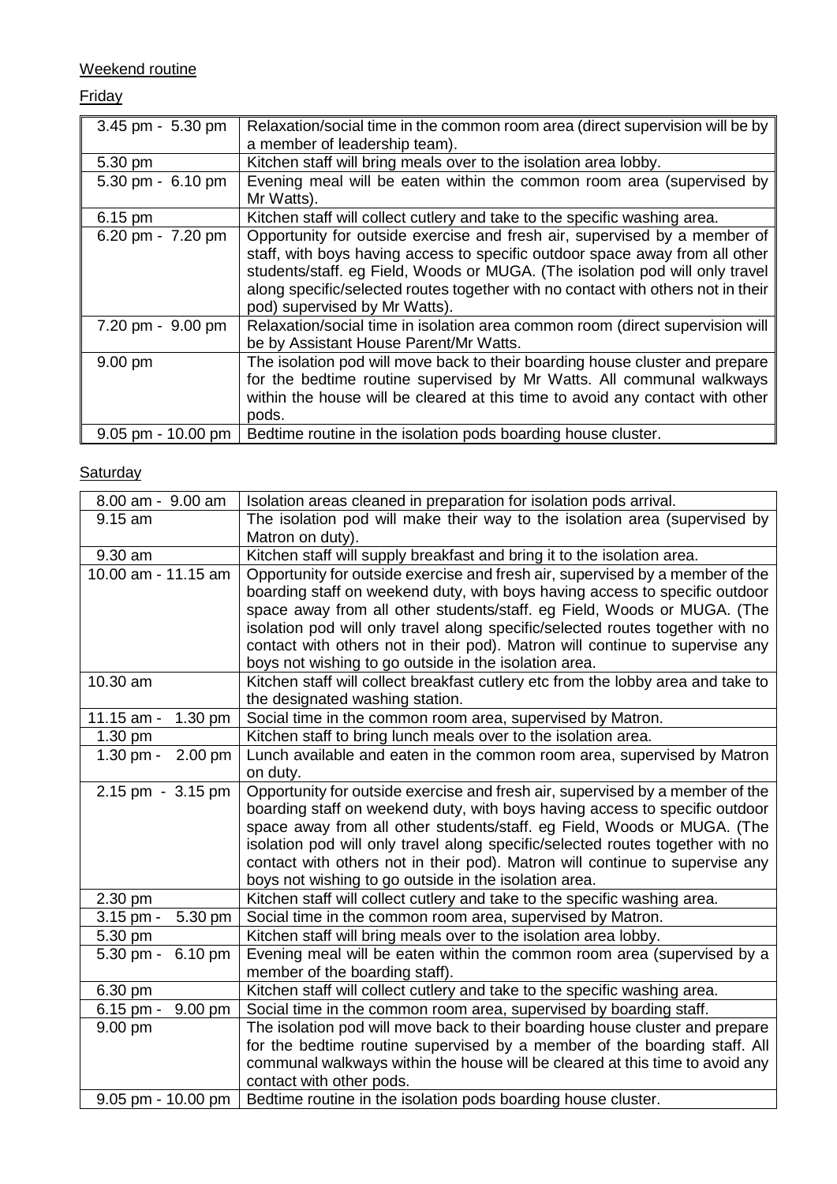Weekend routine

Friday

| | |
|---|---|
| 3.45 pm - 5.30 pm | Relaxation/social time in the common room area (direct supervision will be by a member of leadership team). |
| 5.30 pm | Kitchen staff will bring meals over to the isolation area lobby. |
| 5.30 pm - 6.10 pm | Evening meal will be eaten within the common room area (supervised by Mr Watts). |
| 6.15 pm | Kitchen staff will collect cutlery and take to the specific washing area. |
| 6.20 pm - 7.20 pm | Opportunity for outside exercise and fresh air, supervised by a member of staff, with boys having access to specific outdoor space away from all other students/staff. eg Field, Woods or MUGA. (The isolation pod will only travel along specific/selected routes together with no contact with others not in their pod) supervised by Mr Watts). |
| 7.20 pm - 9.00 pm | Relaxation/social time in isolation area common room (direct supervision will be by Assistant House Parent/Mr Watts. |
| 9.00 pm | The isolation pod will move back to their boarding house cluster and prepare for the bedtime routine supervised by Mr Watts. All communal walkways within the house will be cleared at this time to avoid any contact with other pods. |
| 9.05 pm - 10.00 pm | Bedtime routine in the isolation pods boarding house cluster. |

Saturday

| | |
|---|---|
| 8.00 am - 9.00 am | Isolation areas cleaned in preparation for isolation pods arrival. |
| 9.15 am | The isolation pod will make their way to the isolation area (supervised by Matron on duty). |
| 9.30 am | Kitchen staff will supply breakfast and bring it to the isolation area. |
| 10.00 am - 11.15 am | Opportunity for outside exercise and fresh air, supervised by a member of the boarding staff on weekend duty, with boys having access to specific outdoor space away from all other students/staff. eg Field, Woods or MUGA. (The isolation pod will only travel along specific/selected routes together with no contact with others not in their pod). Matron will continue to supervise any boys not wishing to go outside in the isolation area. |
| 10.30 am | Kitchen staff will collect breakfast cutlery etc from the lobby area and take to the designated washing station. |
| 11.15 am - 1.30 pm | Social time in the common room area, supervised by Matron. |
| 1.30 pm | Kitchen staff to bring lunch meals over to the isolation area. |
| 1.30 pm - 2.00 pm | Lunch available and eaten in the common room area, supervised by Matron on duty. |
| 2.15 pm - 3.15 pm | Opportunity for outside exercise and fresh air, supervised by a member of the boarding staff on weekend duty, with boys having access to specific outdoor space away from all other students/staff. eg Field, Woods or MUGA. (The isolation pod will only travel along specific/selected routes together with no contact with others not in their pod). Matron will continue to supervise any boys not wishing to go outside in the isolation area. |
| 2.30 pm | Kitchen staff will collect cutlery and take to the specific washing area. |
| 3.15 pm - 5.30 pm | Social time in the common room area, supervised by Matron. |
| 5.30 pm | Kitchen staff will bring meals over to the isolation area lobby. |
| 5.30 pm - 6.10 pm | Evening meal will be eaten within the common room area (supervised by a member of the boarding staff). |
| 6.30 pm | Kitchen staff will collect cutlery and take to the specific washing area. |
| 6.15 pm - 9.00 pm | Social time in the common room area, supervised by boarding staff. |
| 9.00 pm | The isolation pod will move back to their boarding house cluster and prepare for the bedtime routine supervised by a member of the boarding staff. All communal walkways within the house will be cleared at this time to avoid any contact with other pods. |
| 9.05 pm - 10.00 pm | Bedtime routine in the isolation pods boarding house cluster. |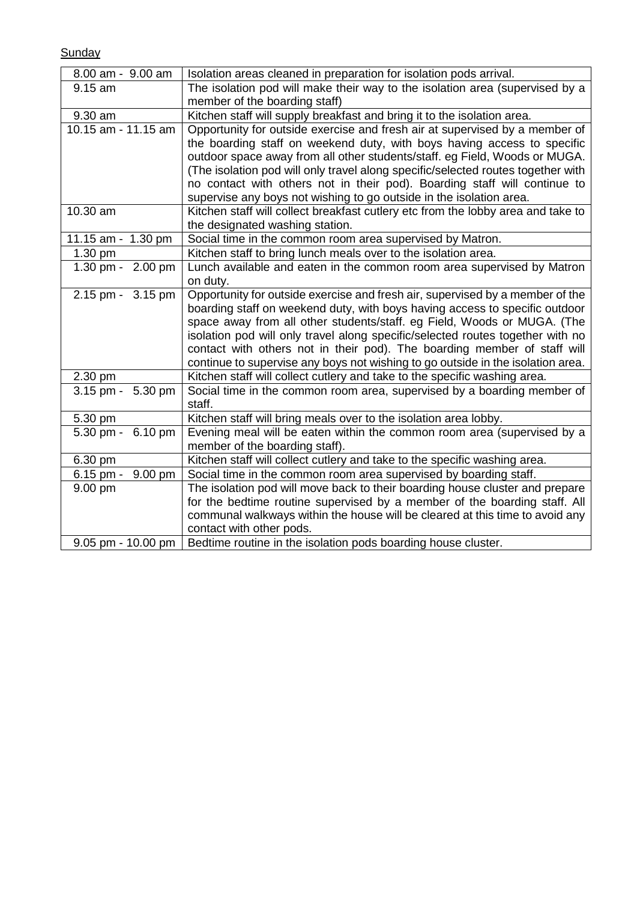Sunday

| | |
|---|---|
| 8.00 am - 9.00 am | Isolation areas cleaned in preparation for isolation pods arrival. |
| 9.15 am | The isolation pod will make their way to the isolation area (supervised by a member of the boarding staff) |
| 9.30 am | Kitchen staff will supply breakfast and bring it to the isolation area. |
| 10.15 am - 11.15 am | Opportunity for outside exercise and fresh air at supervised by a member of the boarding staff on weekend duty, with boys having access to specific outdoor space away from all other students/staff. eg Field, Woods or MUGA. (The isolation pod will only travel along specific/selected routes together with no contact with others not in their pod). Boarding staff will continue to supervise any boys not wishing to go outside in the isolation area. |
| 10.30 am | Kitchen staff will collect breakfast cutlery etc from the lobby area and take to the designated washing station. |
| 11.15 am - 1.30 pm | Social time in the common room area supervised by Matron. |
| 1.30 pm | Kitchen staff to bring lunch meals over to the isolation area. |
| 1.30 pm - 2.00 pm | Lunch available and eaten in the common room area supervised by Matron on duty. |
| 2.15 pm - 3.15 pm | Opportunity for outside exercise and fresh air, supervised by a member of the boarding staff on weekend duty, with boys having access to specific outdoor space away from all other students/staff. eg Field, Woods or MUGA. (The isolation pod will only travel along specific/selected routes together with no contact with others not in their pod). The boarding member of staff will continue to supervise any boys not wishing to go outside in the isolation area. |
| 2.30 pm | Kitchen staff will collect cutlery and take to the specific washing area. |
| 3.15 pm - 5.30 pm | Social time in the common room area, supervised by a boarding member of staff. |
| 5.30 pm | Kitchen staff will bring meals over to the isolation area lobby. |
| 5.30 pm - 6.10 pm | Evening meal will be eaten within the common room area (supervised by a member of the boarding staff). |
| 6.30 pm | Kitchen staff will collect cutlery and take to the specific washing area. |
| 6.15 pm - 9.00 pm | Social time in the common room area supervised by boarding staff. |
| 9.00 pm | The isolation pod will move back to their boarding house cluster and prepare for the bedtime routine supervised by a member of the boarding staff. All communal walkways within the house will be cleared at this time to avoid any contact with other pods. |
| 9.05 pm - 10.00 pm | Bedtime routine in the isolation pods boarding house cluster. |